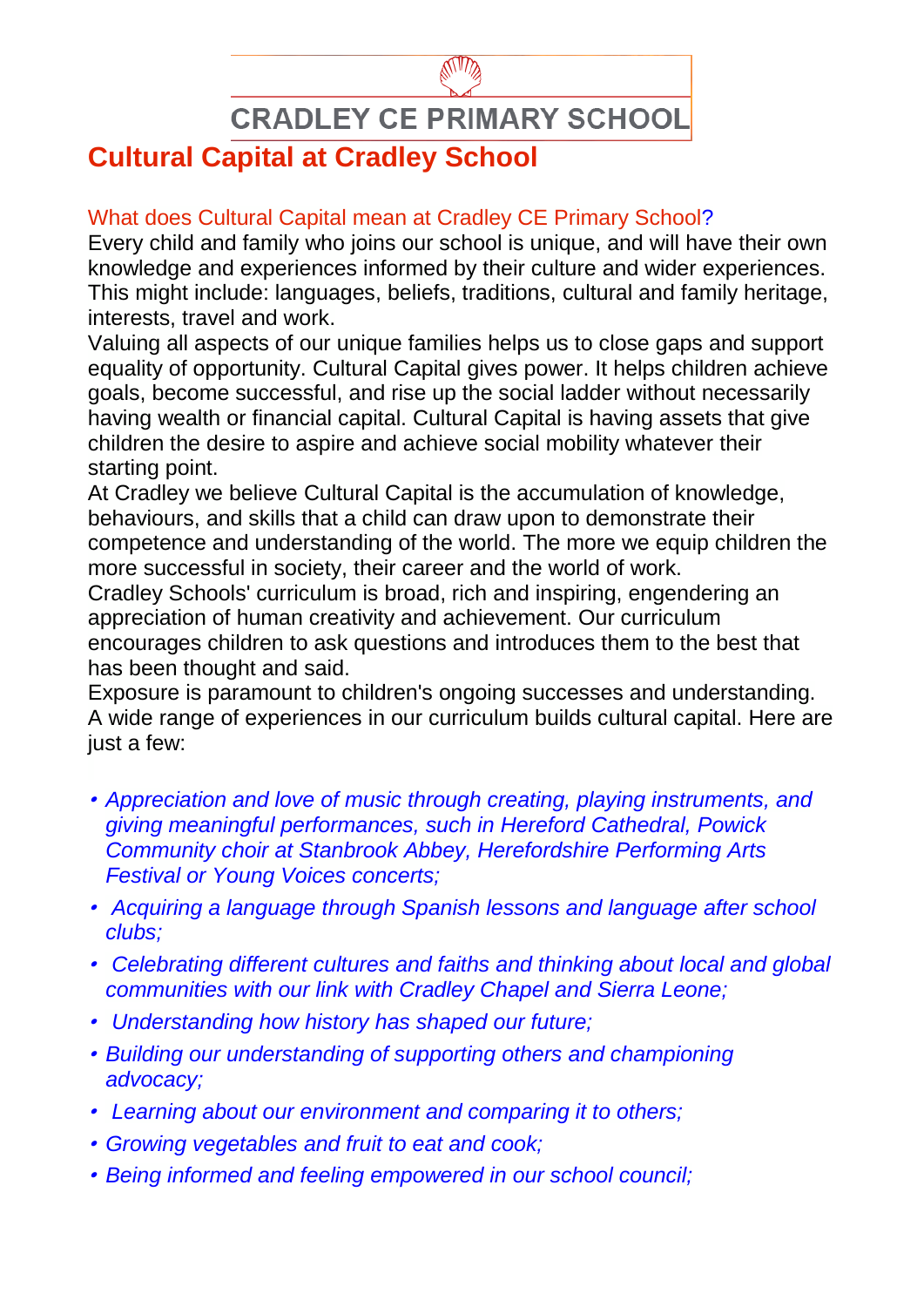# CRADLEY CE PRIMARY SCHOOL

## Cultural Capital at Cradley School

### What does Cultural Capital mean at Cradley CE Primary School?

Every child and family who joins our school is unique, and will have their own knowledge and experiences informed by their culture and wider experiences. This might include: languages, beliefs, traditions, cultural and family heritage, interests, travel and work.

Valuing all aspects of our unique families helps us to close gaps and support equality of opportunity. Cultural Capital gives power. It helps children achieve goals, become successful, and rise up the social ladder without necessarily having wealth or financial capital. Cultural Capital is having assets that give children the desire to aspire and achieve social mobility whatever their starting point.

At Cradley we believe Cultural Capital is the accumulation of knowledge, behaviours, and skills that a child can draw upon to demonstrate their competence and understanding of the world. The more we equip children the more successful in society, their career and the world of work.

Cradley Schools' curriculum is broad, rich and inspiring, engendering an appreciation of human creativity and achievement. Our curriculum encourages children to ask questions and introduces them to the best that has been thought and said.

Exposure is paramount to children's ongoing successes and understanding. A wide range of experiences in our curriculum builds cultural capital. Here are just a few:

- *Appreciation and love of music through creating, playing instruments, and giving meaningful performances, such in Hereford Cathedral, Powick Community choir at Stanbrook Abbey, Herefordshire Performing Arts Festival or Young Voices concerts;*
- *Acquiring a language through Spanish lessons and language after school clubs;*
- *Celebrating different cultures and faiths and thinking about local and global communities with our link with Cradley Chapel and Sierra Leone;*
- *Understanding how history has shaped our future;*
- *Building our understanding of supporting others and championing advocacy;*
- *Learning about our environment and comparing it to others;*
- *Growing vegetables and fruit to eat and cook;*
- *Being informed and feeling empowered in our school council;*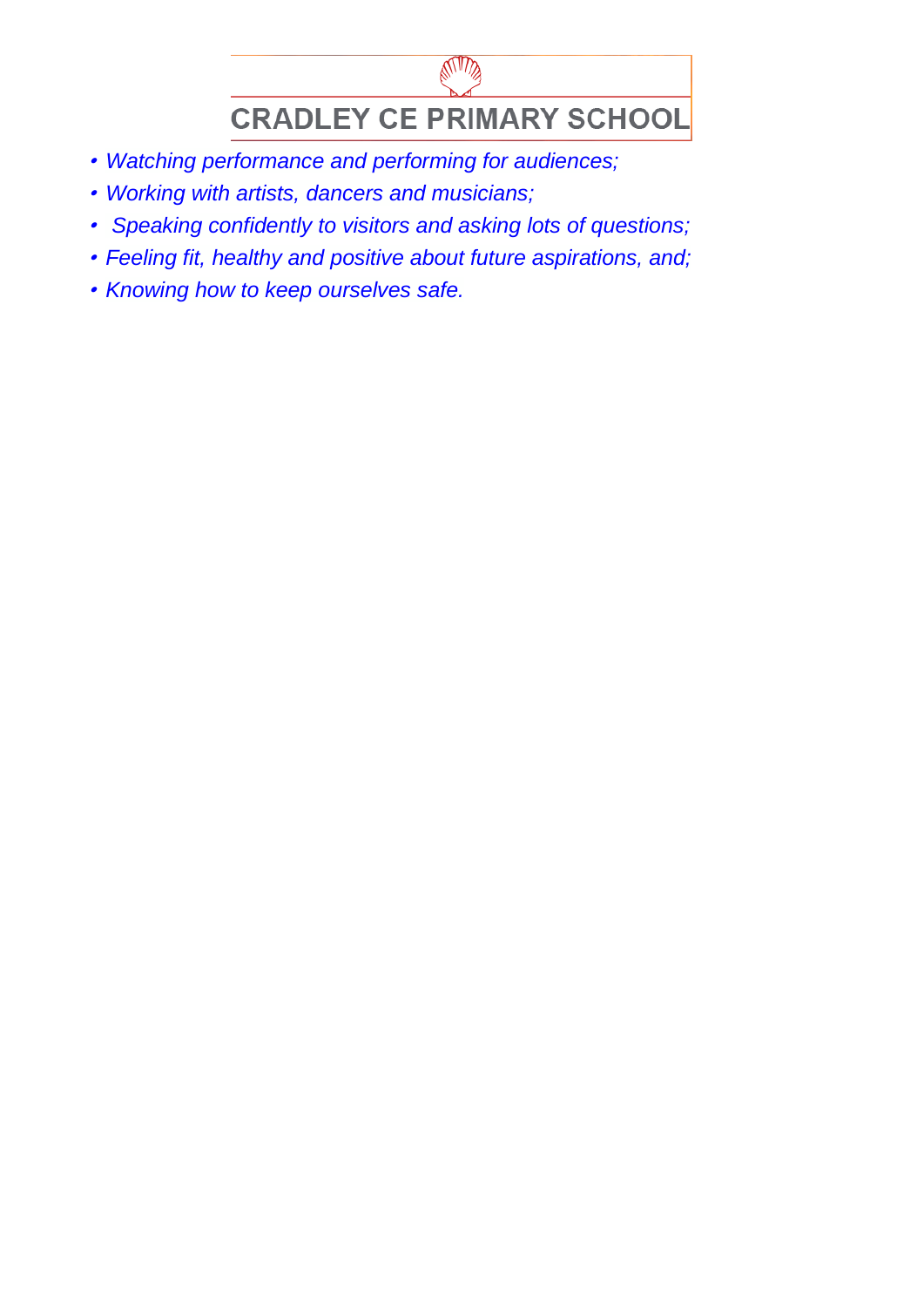- *Watching performance and performing for audiences;*
- *Working with artists, dancers and musicians;*
- *Speaking confidently to visitors and asking lots of questions;*
- *Feeling fit, healthy and positive about future aspirations, and;*
- *Knowing how to keep ourselves safe.*